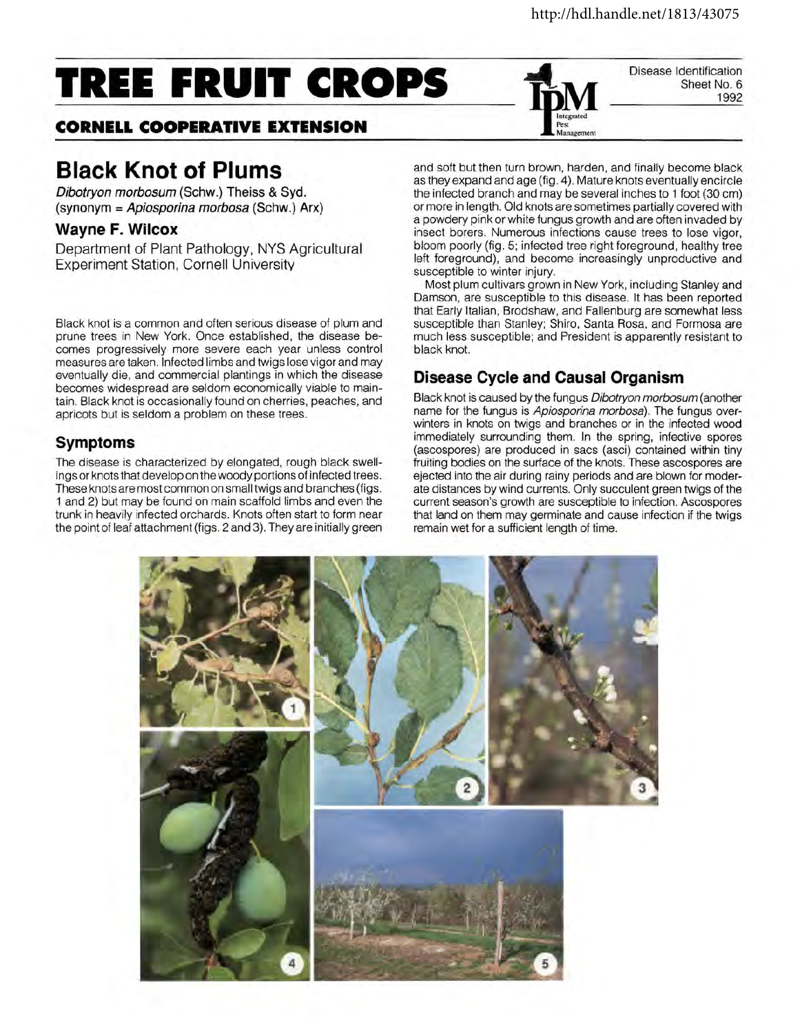http://hdl.handle.net/1813/43075

# TREE FRUIT CROPS

**CORNELL COOPERATIVE EXTENSION**

Disease Identification Sheet No. 6 1992

# Black Knot of Plums

*Dibotryon morbosum* (Schw.) Theiss & Syd.
(synonym = *Apiosporina morbosa* (Schw.) Arx)

### Wayne F. Wilcox

Department of Plant Pathology, NYS Agricultural Experiment Station, Cornell University

Black knot is a common and often serious disease of plum and prune trees in New York. Once established, the disease becomes progressively more severe each year unless control measures are taken. Infected limbs and twigs lose vigor and may eventually die, and commercial plantings in which the disease becomes widespread are seldom economically viable to maintain. Black knot is occasionally found on cherries, peaches, and apricots but is seldom a problem on these trees.

## Symptoms

The disease is characterized by elongated, rough black swellings or knots that develop on the woody portions of infected trees. These knots are most common on small twigs and branches (figs. 1 and 2) but may be found on main scaffold limbs and even the trunk in heavily infected orchards. Knots often start to form near the point of leaf attachment (figs. 2 and 3). They are initially green and soft but then turn brown, harden, and finally become black as they expand and age (fig. 4). Mature knots eventually encircle the infected branch and may be several inches to 1 foot (30 cm) or more in length. Old knots are sometimes partially covered with a powdery pink or white fungus growth and are often invaded by insect borers. Numerous infections cause trees to lose vigor, bloom poorly (fig. 5; infected tree right foreground, healthy tree left foreground), and become increasingly unproductive and susceptible to winter injury.

Most plum cultivars grown in New York, including Stanley and Damson, are susceptible to this disease. It has been reported that Early Italian, Brodshaw, and Fallenburg are somewhat less susceptible than Stanley; Shiro, Santa Rosa, and Formosa are much less susceptible; and President is apparently resistant to black knot.

## Disease Cycle and Causal Organism

Black knot is caused by the fungus *Dibotryon morbosum* (another name for the fungus is *Apiosporina morbosa*). The fungus overwinters in knots on twigs and branches or in the infected wood immediately surrounding them. In the spring, infective spores (ascospores) are produced in sacs (asci) contained within tiny fruiting bodies on the surface of the knots. These ascospores are ejected into the air during rainy periods and are blown for moderate distances by wind currents. Only succulent green twigs of the current season's growth are susceptible to infection. Ascospores that land on them may germinate and cause infection if the twigs remain wet for a sufficient length of time.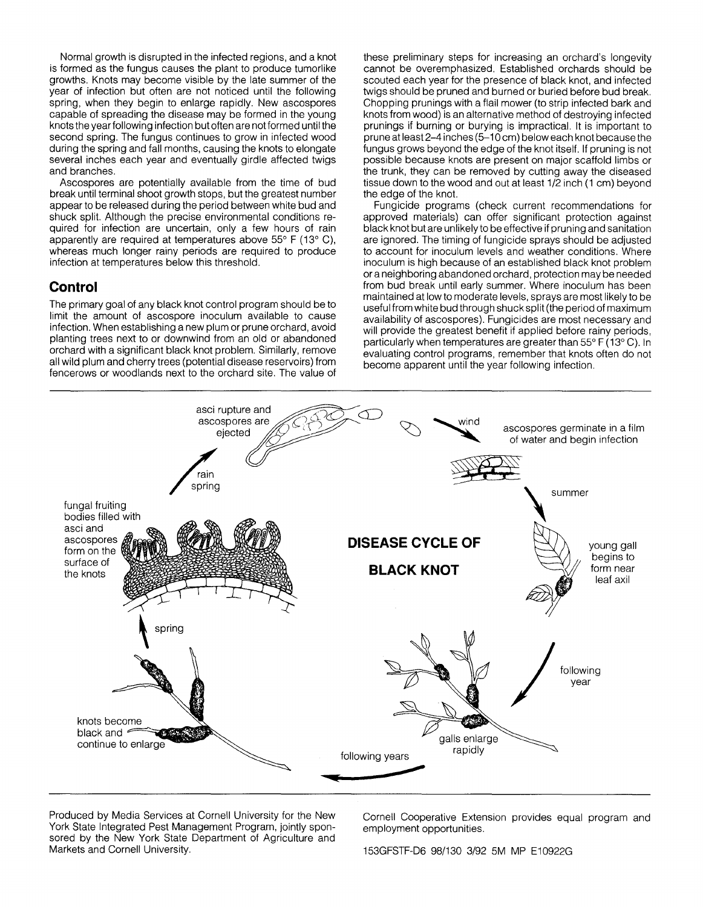Normal growth is disrupted in the infected regions, and a knot is formed as the fungus causes the plant to produce tumorlike growths. Knots may become visible by the late summer of the year of infection but often are not noticed until the following spring, when they begin to enlarge rapidly. New ascospores capable of spreading the disease may be formed in the young knots the year following infection but often are not formed until the second spring. The fungus continues to grow in infected wood during the spring and fall months, causing the knots to elongate several inches each year and eventually girdle affected twigs and branches.

Ascospores are potentially available from the time of bud break until terminal shoot growth stops, but the greatest number appear to be released during the period between white bud and shuck split. Although the precise environmental conditions required for infection are uncertain, only a few hours of rain apparently are required at temperatures above 55° F (13° C), whereas much longer rainy periods are required to produce infection at temperatures below this threshold.

## Control

The primary goal of any black knot control program should be to limit the amount of ascospore inoculum available to cause infection. When establishing a new plum or prune orchard, avoid planting trees next to or downwind from an old or abandoned orchard with a significant black knot problem. Similarly, remove all wild plum and cherry trees (potential disease reservoirs) from fencerows or woodlands next to the orchard site. The value of these preliminary steps for increasing an orchard's longevity cannot be overemphasized. Established orchards should be scouted each year for the presence of black knot, and infected twigs should be pruned and burned or buried before bud break. Chopping prunings with a flail mower (to strip infected bark and knots from wood) is an alternative method of destroying infected prunings if burning or burying is impractical. It is important to prune at least 2–4 inches (5–10 cm) below each knot because the fungus grows beyond the edge of the knot itself. If pruning is not possible because knots are present on major scaffold limbs or the trunk, they can be removed by cutting away the diseased tissue down to the wood and out at least 1/2 inch (1 cm) beyond the edge of the knot.

Fungicide programs (check current recommendations for approved materials) can offer significant protection against black knot but are unlikely to be effective if pruning and sanitation are ignored. The timing of fungicide sprays should be adjusted to account for inoculum levels and weather conditions. Where inoculum is high because of an established black knot problem or a neighboring abandoned orchard, protection may be needed from bud break until early summer. Where inoculum has been maintained at low to moderate levels, sprays are most likely to be useful from white bud through shuck split (the period of maximum availability of ascospores). Fungicides are most necessary and will provide the greatest benefit if applied before rainy periods, particularly when temperatures are greater than 55° F (13° C). In evaluating control programs, remember that knots often do not become apparent until the year following infection.

DISEASE CYCLE OF BLACK KNOT

asci rupture and ascospores are ejected

wind

ascospores germinate in a film of water and begin infection

summer

young gall begins to form near leaf axil

following year

galls enlarge rapidly

following years

knots become black and continue to enlarge

spring

fungal fruiting bodies filled with asci and ascospores form on the surface of the knots

rain spring

Produced by Media Services at Cornell University for the New York State Integrated Pest Management Program, jointly sponsored by the New York State Department of Agriculture and Markets and Cornell University.

Cornell Cooperative Extension provides equal program and employment opportunities.

153GFSTF-D6 98/130 3/92 5M MP E10922G